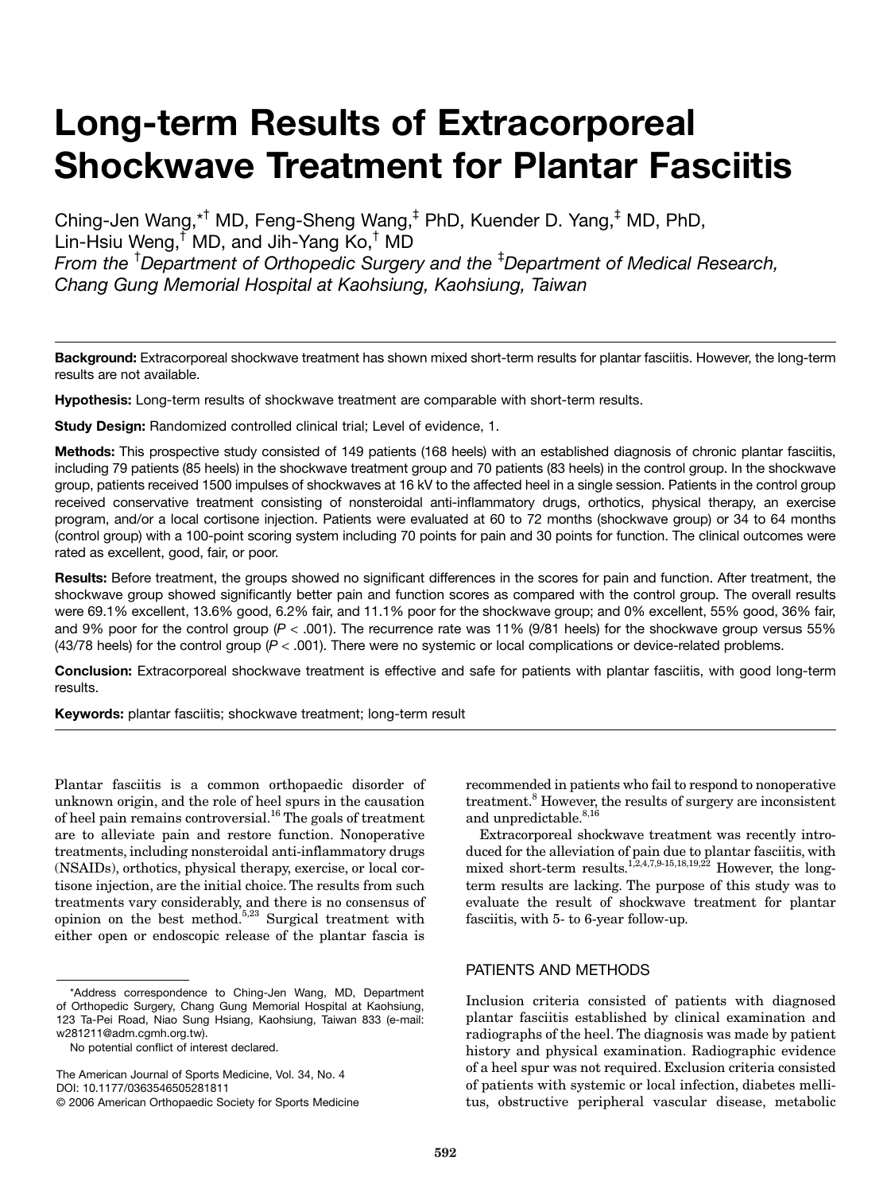# Long-term Results of Extracorporeal Shockwave Treatment for Plantar Fasciitis

Ching-Jen Wang,*[†] MD, Feng-Sheng Wang,[‡] PhD, Kuender D. Yang,[‡] MD, PhD, Lin-Hsiu Weng,[†] MD, and Jih-Yang Ko,[†] MD

*From the [†]Department of Orthopedic Surgery and the [‡]Department of Medical Research, Chang Gung Memorial Hospital at Kaohsiung, Kaohsiung, Taiwan*

**Background:** Extracorporeal shockwave treatment has shown mixed short-term results for plantar fasciitis. However, the long-term results are not available.

**Hypothesis:** Long-term results of shockwave treatment are comparable with short-term results.

**Study Design:** Randomized controlled clinical trial; Level of evidence, 1.

**Methods:** This prospective study consisted of 149 patients (168 heels) with an established diagnosis of chronic plantar fasciitis, including 79 patients (85 heels) in the shockwave treatment group and 70 patients (83 heels) in the control group. In the shockwave group, patients received 1500 impulses of shockwaves at 16 kV to the affected heel in a single session. Patients in the control group received conservative treatment consisting of nonsteroidal anti-inflammatory drugs, orthotics, physical therapy, an exercise program, and/or a local cortisone injection. Patients were evaluated at 60 to 72 months (shockwave group) or 34 to 64 months (control group) with a 100-point scoring system including 70 points for pain and 30 points for function. The clinical outcomes were rated as excellent, good, fair, or poor.

**Results:** Before treatment, the groups showed no significant differences in the scores for pain and function. After treatment, the shockwave group showed significantly better pain and function scores as compared with the control group. The overall results were 69.1% excellent, 13.6% good, 6.2% fair, and 11.1% poor for the shockwave group; and 0% excellent, 55% good, 36% fair, and 9% poor for the control group ($P < .001$). The recurrence rate was 11% (9/81 heels) for the shockwave group versus 55% (43/78 heels) for the control group ($P < .001$). There were no systemic or local complications or device-related problems.

**Conclusion:** Extracorporeal shockwave treatment is effective and safe for patients with plantar fasciitis, with good long-term results.

**Keywords:** plantar fasciitis; shockwave treatment; long-term result

Plantar fasciitis is a common orthopaedic disorder of unknown origin, and the role of heel spurs in the causation of heel pain remains controversial.[16] The goals of treatment are to alleviate pain and restore function. Nonoperative treatments, including nonsteroidal anti-inflammatory drugs (NSAIDs), orthotics, physical therapy, exercise, or local cortisone injection, are the initial choice. The results from such treatments vary considerably, and there is no consensus of opinion on the best method.[5,23] Surgical treatment with either open or endoscopic release of the plantar fascia is recommended in patients who fail to respond to nonoperative treatment.[8] However, the results of surgery are inconsistent and unpredictable.[8,16]

Extracorporeal shockwave treatment was recently introduced for the alleviation of pain due to plantar fasciitis, with mixed short-term results.[1,2,4,7,9-15,18,19,22] However, the long-term results are lacking. The purpose of this study was to evaluate the result of shockwave treatment for plantar fasciitis, with 5- to 6-year follow-up.

## PATIENTS AND METHODS

Inclusion criteria consisted of patients with diagnosed plantar fasciitis established by clinical examination and radiographs of the heel. The diagnosis was made by patient history and physical examination. Radiographic evidence of a heel spur was not required. Exclusion criteria consisted of patients with systemic or local infection, diabetes mellitus, obstructive peripheral vascular disease, metabolic

*Address correspondence to Ching-Jen Wang, MD, Department of Orthopedic Surgery, Chang Gung Memorial Hospital at Kaohsiung, 123 Ta-Pei Road, Niao Sung Hsiang, Kaohsiung, Taiwan 833 (e-mail: w281211@adm.cgmh.org.tw).

No potential conflict of interest declared.

The American Journal of Sports Medicine, Vol. 34, No. 4
DOI: 10.1177/0363546505281811
© 2006 American Orthopaedic Society for Sports Medicine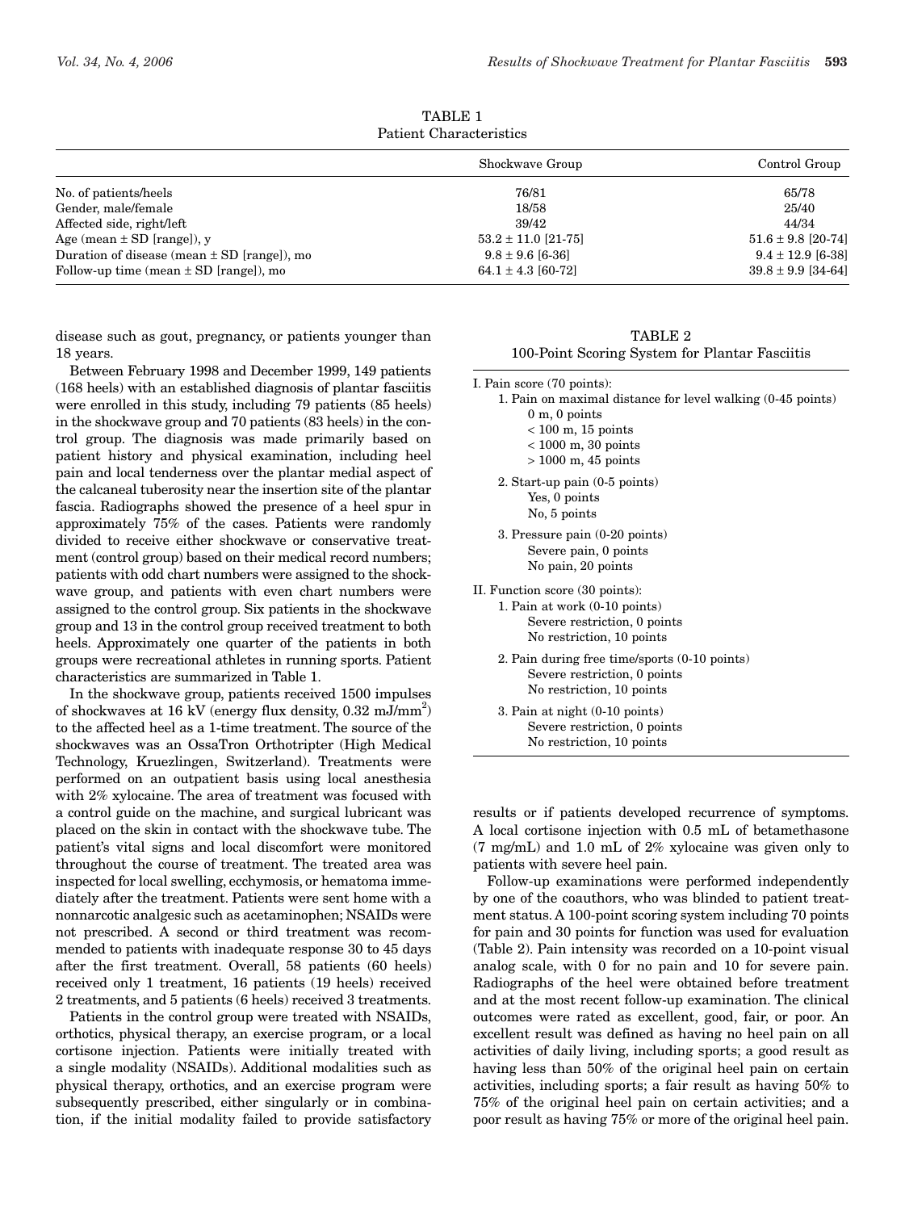TABLE 1
Patient Characteristics

| | Shockwave Group | Control Group |
|---|---|---|
| No. of patients/heels | 76/81 | 65/78 |
| Gender, male/female | 18/58 | 25/40 |
| Affected side, right/left | 39/42 | 44/34 |
| Age (mean ± SD [range]), y | 53.2 ± 11.0 [21-75] | 51.6 ± 9.8 [20-74] |
| Duration of disease (mean ± SD [range]), mo | 9.8 ± 9.6 [6-36] | 9.4 ± 12.9 [6-38] |
| Follow-up time (mean ± SD [range]), mo | 64.1 ± 4.3 [60-72] | 39.8 ± 9.9 [34-64] |

disease such as gout, pregnancy, or patients younger than 18 years.

Between February 1998 and December 1999, 149 patients (168 heels) with an established diagnosis of plantar fasciitis were enrolled in this study, including 79 patients (85 heels) in the shockwave group and 70 patients (83 heels) in the control group. The diagnosis was made primarily based on patient history and physical examination, including heel pain and local tenderness over the plantar medial aspect of the calcaneal tuberosity near the insertion site of the plantar fascia. Radiographs showed the presence of a heel spur in approximately 75% of the cases. Patients were randomly divided to receive either shockwave or conservative treatment (control group) based on their medical record numbers; patients with odd chart numbers were assigned to the shockwave group, and patients with even chart numbers were assigned to the control group. Six patients in the shockwave group and 13 in the control group received treatment to both heels. Approximately one quarter of the patients in both groups were recreational athletes in running sports. Patient characteristics are summarized in Table 1.

In the shockwave group, patients received 1500 impulses of shockwaves at 16 kV (energy flux density, 0.32 mJ/mm$^2$) to the affected heel as a 1-time treatment. The source of the shockwaves was an OssaTron Orthotripter (High Medical Technology, Kruezlingen, Switzerland). Treatments were performed on an outpatient basis using local anesthesia with 2% xylocaine. The area of treatment was focused with a control guide on the machine, and surgical lubricant was placed on the skin in contact with the shockwave tube. The patient's vital signs and local discomfort were monitored throughout the course of treatment. The treated area was inspected for local swelling, ecchymosis, or hematoma immediately after the treatment. Patients were sent home with a nonnarcotic analgesic such as acetaminophen; NSAIDs were not prescribed. A second or third treatment was recommended to patients with inadequate response 30 to 45 days after the first treatment. Overall, 58 patients (60 heels) received only 1 treatment, 16 patients (19 heels) received 2 treatments, and 5 patients (6 heels) received 3 treatments.

Patients in the control group were treated with NSAIDs, orthotics, physical therapy, an exercise program, or a local cortisone injection. Patients were initially treated with a single modality (NSAIDs). Additional modalities such as physical therapy, orthotics, and an exercise program were subsequently prescribed, either singularly or in combination, if the initial modality failed to provide satisfactory results or if patients developed recurrence of symptoms. A local cortisone injection with 0.5 mL of betamethasone (7 mg/mL) and 1.0 mL of 2% xylocaine was given only to patients with severe heel pain.

TABLE 2
100-Point Scoring System for Plantar Fasciitis

I. Pain score (70 points):
1. Pain on maximal distance for level walking (0-45 points)
   - 0 m, 0 points
   - < 100 m, 15 points
   - < 1000 m, 30 points
   - > 1000 m, 45 points
2. Start-up pain (0-5 points)
   - Yes, 0 points
   - No, 5 points
3. Pressure pain (0-20 points)
   - Severe pain, 0 points
   - No pain, 20 points

II. Function score (30 points):
1. Pain at work (0-10 points)
   - Severe restriction, 0 points
   - No restriction, 10 points
2. Pain during free time/sports (0-10 points)
   - Severe restriction, 0 points
   - No restriction, 10 points
3. Pain at night (0-10 points)
   - Severe restriction, 0 points
   - No restriction, 10 points

Follow-up examinations were performed independently by one of the coauthors, who was blinded to patient treatment status. A 100-point scoring system including 70 points for pain and 30 points for function was used for evaluation (Table 2). Pain intensity was recorded on a 10-point visual analog scale, with 0 for no pain and 10 for severe pain. Radiographs of the heel were obtained before treatment and at the most recent follow-up examination. The clinical outcomes were rated as excellent, good, fair, or poor. An excellent result was defined as having no heel pain on all activities of daily living, including sports; a good result as having less than 50% of the original heel pain on certain activities, including sports; a fair result as having 50% to 75% of the original heel pain on certain activities; and a poor result as having 75% or more of the original heel pain.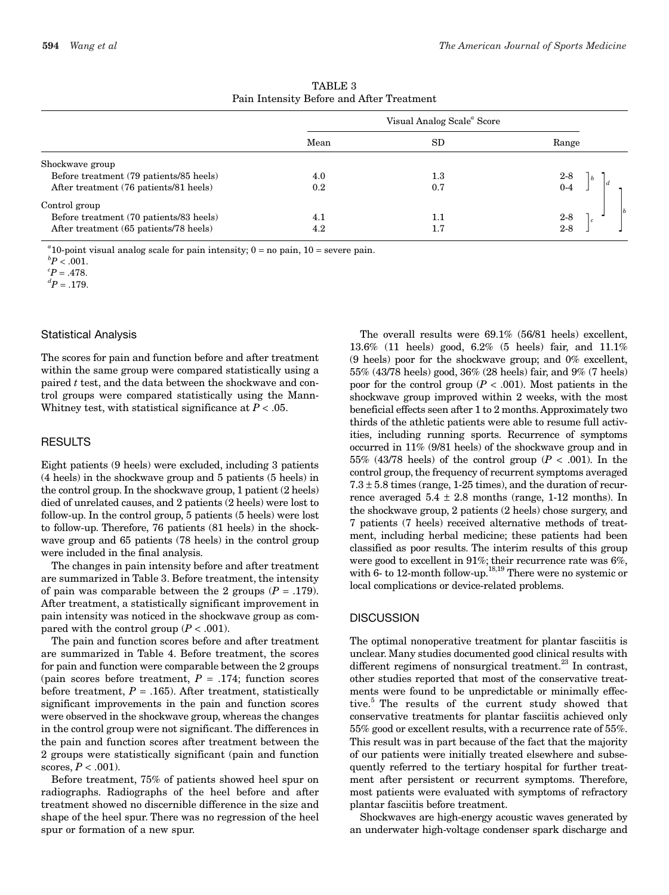TABLE 3
Pain Intensity Before and After Treatment

| | Visual Analog Scale[a] Score | | |
|---|---|---|---|
| | Mean | SD | Range |
| Shockwave group | | | |
| Before treatment (79 patients/85 heels) | 4.0 | 1.3 | 2-8 |
| After treatment (76 patients/81 heels) | 0.2 | 0.7 | 0-4 |
| Control group | | | |
| Before treatment (70 patients/83 heels) | 4.1 | 1.1 | 2-8 |
| After treatment (65 patients/78 heels) | 4.2 | 1.7 | 2-8 |

[a]10-point visual analog scale for pain intensity; 0 = no pain, 10 = severe pain.
[b]$P < .001$.
[c]$P = .478$.
[d]$P = .179$.

### Statistical Analysis

The scores for pain and function before and after treatment within the same group were compared statistically using a paired *t* test, and the data between the shockwave and control groups were compared statistically using the Mann-Whitney test, with statistical significance at $P < .05$.

## RESULTS

Eight patients (9 heels) were excluded, including 3 patients (4 heels) in the shockwave group and 5 patients (5 heels) in the control group. In the shockwave group, 1 patient (2 heels) died of unrelated causes, and 2 patients (2 heels) were lost to follow-up. In the control group, 5 patients (5 heels) were lost to follow-up. Therefore, 76 patients (81 heels) in the shockwave group and 65 patients (78 heels) in the control group were included in the final analysis.

The changes in pain intensity before and after treatment are summarized in Table 3. Before treatment, the intensity of pain was comparable between the 2 groups ($P = .179$). After treatment, a statistically significant improvement in pain intensity was noticed in the shockwave group as compared with the control group ($P < .001$).

The pain and function scores before and after treatment are summarized in Table 4. Before treatment, the scores for pain and function were comparable between the 2 groups (pain scores before treatment, $P = .174$; function scores before treatment, $P = .165$). After treatment, statistically significant improvements in the pain and function scores were observed in the shockwave group, whereas the changes in the control group were not significant. The differences in the pain and function scores after treatment between the 2 groups were statistically significant (pain and function scores, $P < .001$).

Before treatment, 75% of patients showed heel spur on radiographs. Radiographs of the heel before and after treatment showed no discernible difference in the size and shape of the heel spur. There was no regression of the heel spur or formation of a new spur.

The overall results were 69.1% (56/81 heels) excellent, 13.6% (11 heels) good, 6.2% (5 heels) fair, and 11.1% (9 heels) poor for the shockwave group; and 0% excellent, 55% (43/78 heels) good, 36% (28 heels) fair, and 9% (7 heels) poor for the control group ($P < .001$). Most patients in the shockwave group improved within 2 weeks, with the most beneficial effects seen after 1 to 2 months. Approximately two thirds of the athletic patients were able to resume full activities, including running sports. Recurrence of symptoms occurred in 11% (9/81 heels) of the shockwave group and in 55% (43/78 heels) of the control group ($P < .001$). In the control group, the frequency of recurrent symptoms averaged $7.3 \pm 5.8$ times (range, 1-25 times), and the duration of recurrence averaged $5.4 \pm 2.8$ months (range, 1-12 months). In the shockwave group, 2 patients (2 heels) chose surgery, and 7 patients (7 heels) received alternative methods of treatment, including herbal medicine; these patients had been classified as poor results. The interim results of this group were good to excellent in 91%; their recurrence rate was 6%, with 6- to 12-month follow-up.[18,19] There were no systemic or local complications or device-related problems.

## DISCUSSION

The optimal nonoperative treatment for plantar fasciitis is unclear. Many studies documented good clinical results with different regimens of nonsurgical treatment.[23] In contrast, other studies reported that most of the conservative treatments were found to be unpredictable or minimally effective.[5] The results of the current study showed that conservative treatments for plantar fasciitis achieved only 55% good or excellent results, with a recurrence rate of 55%. This result was in part because of the fact that the majority of our patients were initially treated elsewhere and subsequently referred to the tertiary hospital for further treatment after persistent or recurrent symptoms. Therefore, most patients were evaluated with symptoms of refractory plantar fasciitis before treatment.

Shockwaves are high-energy acoustic waves generated by an underwater high-voltage condenser spark discharge and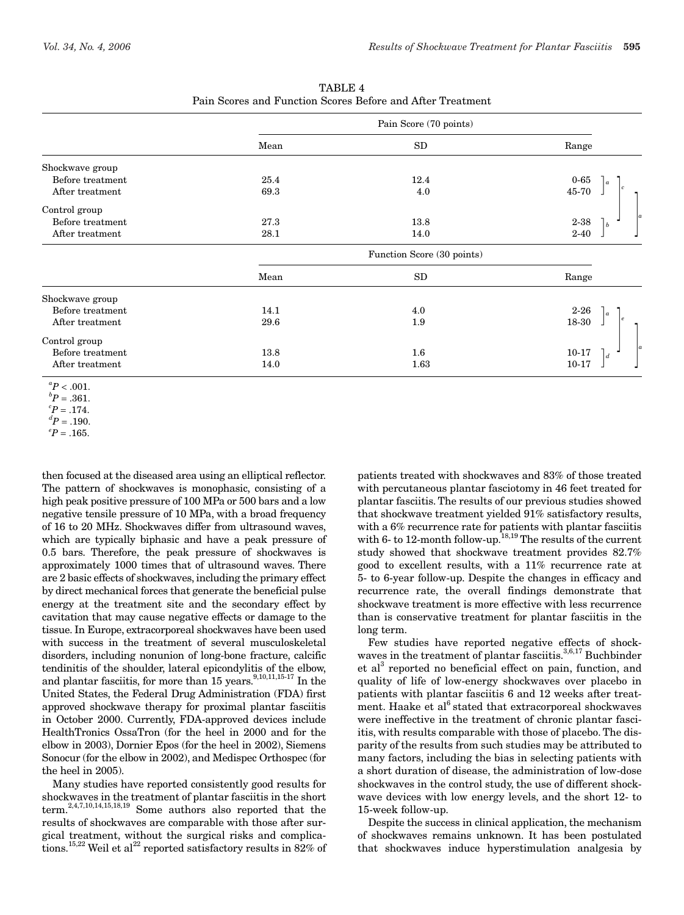TABLE 4
Pain Scores and Function Scores Before and After Treatment

| | Pain Score (70 points) | | | |
|---|---|---|---|---|
| | Mean | SD | Range | |
| Shockwave group | | | | |
| Before treatment | 25.4 | 12.4 | 0-65 | ]a ]c |
| After treatment | 69.3 | 4.0 | 45-70 | ]a |
| Control group | | | | |
| Before treatment | 27.3 | 13.8 | 2-38 | ]b ]c |
| After treatment | 28.1 | 14.0 | 2-40 | ]b ]a |
| | **Function Score (30 points)** | | | |
| | Mean | SD | Range | |
| Shockwave group | | | | |
| Before treatment | 14.1 | 4.0 | 2-26 | ]a ]e |
| After treatment | 29.6 | 1.9 | 18-30 | ]a |
| Control group | | | | |
| Before treatment | 13.8 | 1.6 | 10-17 | ]d ]e |
| After treatment | 14.0 | 1.63 | 10-17 | ]d ]a |

[a] $P < .001$.
[b] $P = .361$.
[c] $P = .174$.
[d] $P = .190$.
[e] $P = .165$.

then focused at the diseased area using an elliptical reflector. The pattern of shockwaves is monophasic, consisting of a high peak positive pressure of 100 MPa or 500 bars and a low negative tensile pressure of 10 MPa, with a broad frequency of 16 to 20 MHz. Shockwaves differ from ultrasound waves, which are typically biphasic and have a peak pressure of 0.5 bars. Therefore, the peak pressure of shockwaves is approximately 1000 times that of ultrasound waves. There are 2 basic effects of shockwaves, including the primary effect by direct mechanical forces that generate the beneficial pulse energy at the treatment site and the secondary effect by cavitation that may cause negative effects or damage to the tissue. In Europe, extracorporeal shockwaves have been used with success in the treatment of several musculoskeletal disorders, including nonunion of long-bone fracture, calcific tendinitis of the shoulder, lateral epicondylitis of the elbow, and plantar fasciitis, for more than 15 years.[9,10,11,15-17] In the United States, the Federal Drug Administration (FDA) first approved shockwave therapy for proximal plantar fasciitis in October 2000. Currently, FDA-approved devices include HealthTronics OssaTron (for the heel in 2000 and for the elbow in 2003), Dornier Epos (for the heel in 2002), Siemens Sonocur (for the elbow in 2002), and Medispec Orthospec (for the heel in 2005).

Many studies have reported consistently good results for shockwaves in the treatment of plantar fasciitis in the short term.[2,4,7,10,14,15,18,19] Some authors also reported that the results of shockwaves are comparable with those after surgical treatment, without the surgical risks and complications.[15,22] Weil et al[22] reported satisfactory results in 82% of patients treated with shockwaves and 83% of those treated with percutaneous plantar fasciotomy in 46 feet treated for plantar fasciitis. The results of our previous studies showed that shockwave treatment yielded 91% satisfactory results, with a 6% recurrence rate for patients with plantar fasciitis with 6- to 12-month follow-up.[18,19] The results of the current study showed that shockwave treatment provides 82.7% good to excellent results, with a 11% recurrence rate at 5- to 6-year follow-up. Despite the changes in efficacy and recurrence rate, the overall findings demonstrate that shockwave treatment is more effective with less recurrence than is conservative treatment for plantar fasciitis in the long term.

Few studies have reported negative effects of shockwaves in the treatment of plantar fasciitis.[3,6,17] Buchbinder et al[3] reported no beneficial effect on pain, function, and quality of life of low-energy shockwaves over placebo in patients with plantar fasciitis 6 and 12 weeks after treatment. Haake et al[6] stated that extracorporeal shockwaves were ineffective in the treatment of chronic plantar fasciitis, with results comparable with those of placebo. The disparity of the results from such studies may be attributed to many factors, including the bias in selecting patients with a short duration of disease, the administration of low-dose shockwaves in the control study, the use of different shockwave devices with low energy levels, and the short 12- to 15-week follow-up.

Despite the success in clinical application, the mechanism of shockwaves remains unknown. It has been postulated that shockwaves induce hyperstimulation analgesia by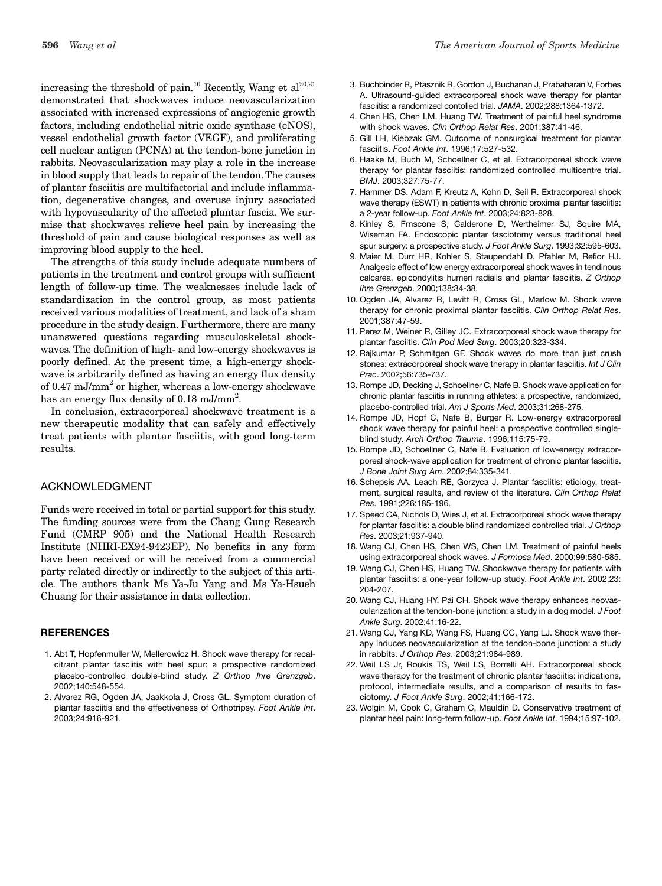increasing the threshold of pain.[10] Recently, Wang et al[20,21] demonstrated that shockwaves induce neovascularization associated with increased expressions of angiogenic growth factors, including endothelial nitric oxide synthase (eNOS), vessel endothelial growth factor (VEGF), and proliferating cell nuclear antigen (PCNA) at the tendon-bone junction in rabbits. Neovascularization may play a role in the increase in blood supply that leads to repair of the tendon. The causes of plantar fasciitis are multifactorial and include inflammation, degenerative changes, and overuse injury associated with hypovascularity of the affected plantar fascia. We surmise that shockwaves relieve heel pain by increasing the threshold of pain and cause biological responses as well as improving blood supply to the heel.

The strengths of this study include adequate numbers of patients in the treatment and control groups with sufficient length of follow-up time. The weaknesses include lack of standardization in the control group, as most patients received various modalities of treatment, and lack of a sham procedure in the study design. Furthermore, there are many unanswered questions regarding musculoskeletal shockwaves. The definition of high- and low-energy shockwaves is poorly defined. At the present time, a high-energy shockwave is arbitrarily defined as having an energy flux density of 0.47 mJ/mm$^2$ or higher, whereas a low-energy shockwave has an energy flux density of 0.18 mJ/mm$^2$.

In conclusion, extracorporeal shockwave treatment is a new therapeutic modality that can safely and effectively treat patients with plantar fasciitis, with good long-term results.

## ACKNOWLEDGMENT

Funds were received in total or partial support for this study. The funding sources were from the Chang Gung Research Fund (CMRP 905) and the National Health Research Institute (NHRI-EX94-9423EP). No benefits in any form have been received or will be received from a commercial party related directly or indirectly to the subject of this article. The authors thank Ms Ya-Ju Yang and Ms Ya-Hsueh Chuang for their assistance in data collection.

## REFERENCES

1. Abt T, Hopfenmuller W, Mellerowicz H. Shock wave therapy for recalcitrant plantar fasciitis with heel spur: a prospective randomized placebo-controlled double-blind study. *Z Orthop Ihre Grenzgeb*. 2002;140:548-554.
2. Alvarez RG, Ogden JA, Jaakkola J, Cross GL. Symptom duration of plantar fasciitis and the effectiveness of Orthotripsy. *Foot Ankle Int*. 2003;24:916-921.
3. Buchbinder R, Ptasznik R, Gordon J, Buchanan J, Prabaharan V, Forbes A. Ultrasound-guided extracorporeal shock wave therapy for plantar fasciitis: a randomized contolled trial. *JAMA*. 2002;288:1364-1372.
4. Chen HS, Chen LM, Huang TW. Treatment of painful heel syndrome with shock waves. *Clin Orthop Relat Res*. 2001;387:41-46.
5. Gill LH, Kiebzak GM. Outcome of nonsurgical treatment for plantar fasciitis. *Foot Ankle Int*. 1996;17:527-532.
6. Haake M, Buch M, Schoellner C, et al. Extracorporeal shock wave therapy for plantar fasciitis: randomized controlled multicentre trial. *BMJ*. 2003;327:75-77.
7. Hammer DS, Adam F, Kreutz A, Kohn D, Seil R. Extracorporeal shock wave therapy (ESWT) in patients with chronic proximal plantar fasciitis: a 2-year follow-up. *Foot Ankle Int*. 2003;24:823-828.
8. Kinley S, Frnscone S, Calderone D, Wertheimer SJ, Squire MA, Wiseman FA. Endoscopic plantar fasciotomy versus traditional heel spur surgery: a prospective study. *J Foot Ankle Surg*. 1993;32:595-603.
9. Maier M, Durr HR, Kohler S, Staupendahl D, Pfahler M, Refior HJ. Analgesic effect of low energy extracorporeal shock waves in tendinous calcarea, epicondylitis humeri radialis and plantar fasciitis. *Z Orthop Ihre Grenzgeb*. 2000;138:34-38.
10. Ogden JA, Alvarez R, Levitt R, Cross GL, Marlow M. Shock wave therapy for chronic proximal plantar fasciitis. *Clin Orthop Relat Res*. 2001;387:47-59.
11. Perez M, Weiner R, Gilley JC. Extracorporeal shock wave therapy for plantar fasciitis. *Clin Pod Med Surg*. 2003;20:323-334.
12. Rajkumar P, Schmitgen GF. Shock waves do more than just crush stones: extracorporeal shock wave therapy in plantar fasciitis. *Int J Clin Prac*. 2002;56:735-737.
13. Rompe JD, Decking J, Schoellner C, Nafe B. Shock wave application for chronic plantar fasciitis in running athletes: a prospective, randomized, placebo-controlled trial. *Am J Sports Med*. 2003;31:268-275.
14. Rompe JD, Hopf C, Nafe B, Burger R. Low-energy extracorporeal shock wave therapy for painful heel: a prospective controlled single-blind study. *Arch Orthop Trauma*. 1996;115:75-79.
15. Rompe JD, Schoellner C, Nafe B. Evaluation of low-energy extracorporeal shock-wave application for treatment of chronic plantar fasciitis. *J Bone Joint Surg Am*. 2002;84:335-341.
16. Schepsis AA, Leach RE, Gorzyca J. Plantar fasciitis: etiology, treatment, surgical results, and review of the literature. *Clin Orthop Relat Res*. 1991;226:185-196.
17. Speed CA, Nichols D, Wies J, et al. Extracorporeal shock wave therapy for plantar fasciitis: a double blind randomized controlled trial. *J Orthop Res*. 2003;21:937-940.
18. Wang CJ, Chen HS, Chen WS, Chen LM. Treatment of painful heels using extracorporeal shock waves. *J Formosa Med*. 2000;99:580-585.
19. Wang CJ, Chen HS, Huang TW. Shockwave therapy for patients with plantar fasciitis: a one-year follow-up study. *Foot Ankle Int*. 2002;23:204-207.
20. Wang CJ, Huang HY, Pai CH. Shock wave therapy enhances neovascularization at the tendon-bone junction: a study in a dog model. *J Foot Ankle Surg*. 2002;41:16-22.
21. Wang CJ, Yang KD, Wang FS, Huang CC, Yang LJ. Shock wave therapy induces neovascularization at the tendon-bone junction: a study in rabbits. *J Orthop Res*. 2003;21:984-989.
22. Weil LS Jr, Roukis TS, Weil LS, Borrelli AH. Extracorporeal shock wave therapy for the treatment of chronic plantar fasciitis: indications, protocol, intermediate results, and a comparison of results to fasciotomy. *J Foot Ankle Surg*. 2002;41:166-172.
23. Wolgin M, Cook C, Graham C, Mauldin D. Conservative treatment of plantar heel pain: long-term follow-up. *Foot Ankle Int*. 1994;15:97-102.